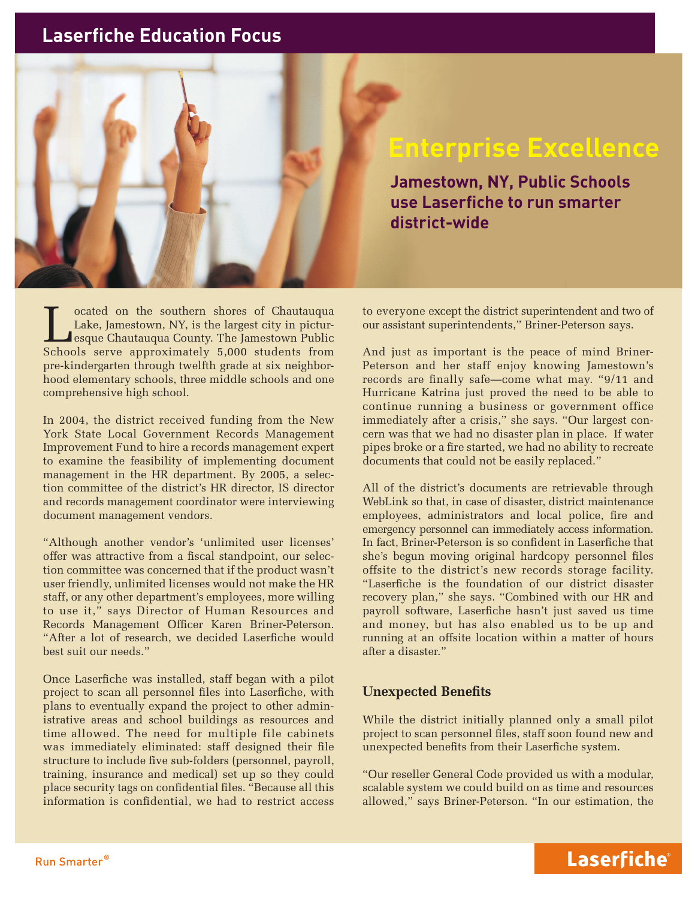Laserfiche Education Focus

# Enterprise Excellence

## Jamestown, NY, Public Schools use Laserfiche to run smarter district-wide

Located on the southern shores of Chautauqua Lake, Jamestown, NY, is the largest city in picturesque Chautauqua County. The Jamestown Public Schools serve approximately 5,000 students from pre-kindergarten through twelfth grade at six neighborhood elementary schools, three middle schools and one comprehensive high school.

In 2004, the district received funding from the New York State Local Government Records Management Improvement Fund to hire a records management expert to examine the feasibility of implementing document management in the HR department. By 2005, a selection committee of the district's HR director, IS director and records management coordinator were interviewing document management vendors.

"Although another vendor's 'unlimited user licenses' offer was attractive from a fiscal standpoint, our selection committee was concerned that if the product wasn't user friendly, unlimited licenses would not make the HR staff, or any other department's employees, more willing to use it," says Director of Human Resources and Records Management Officer Karen Briner-Peterson. "After a lot of research, we decided Laserfiche would best suit our needs."

Once Laserfiche was installed, staff began with a pilot project to scan all personnel files into Laserfiche, with plans to eventually expand the project to other administrative areas and school buildings as resources and time allowed. The need for multiple file cabinets was immediately eliminated: staff designed their file structure to include five sub-folders (personnel, payroll, training, insurance and medical) set up so they could place security tags on confidential files. "Because all this information is confidential, we had to restrict access to everyone except the district superintendent and two of our assistant superintendents," Briner-Peterson says.

And just as important is the peace of mind Briner-Peterson and her staff enjoy knowing Jamestown's records are finally safe—come what may. "9/11 and Hurricane Katrina just proved the need to be able to continue running a business or government office immediately after a crisis," she says. "Our largest concern was that we had no disaster plan in place. If water pipes broke or a fire started, we had no ability to recreate documents that could not be easily replaced."

All of the district's documents are retrievable through WebLink so that, in case of disaster, district maintenance employees, administrators and local police, fire and emergency personnel can immediately access information. In fact, Briner-Peterson is so confident in Laserfiche that she's begun moving original hardcopy personnel files offsite to the district's new records storage facility. "Laserfiche is the foundation of our district disaster recovery plan," she says. "Combined with our HR and payroll software, Laserfiche hasn't just saved us time and money, but has also enabled us to be up and running at an offsite location within a matter of hours after a disaster."

### Unexpected Benefits

While the district initially planned only a small pilot project to scan personnel files, staff soon found new and unexpected benefits from their Laserfiche system.

"Our reseller General Code provided us with a modular, scalable system we could build on as time and resources allowed," says Briner-Peterson. "In our estimation, the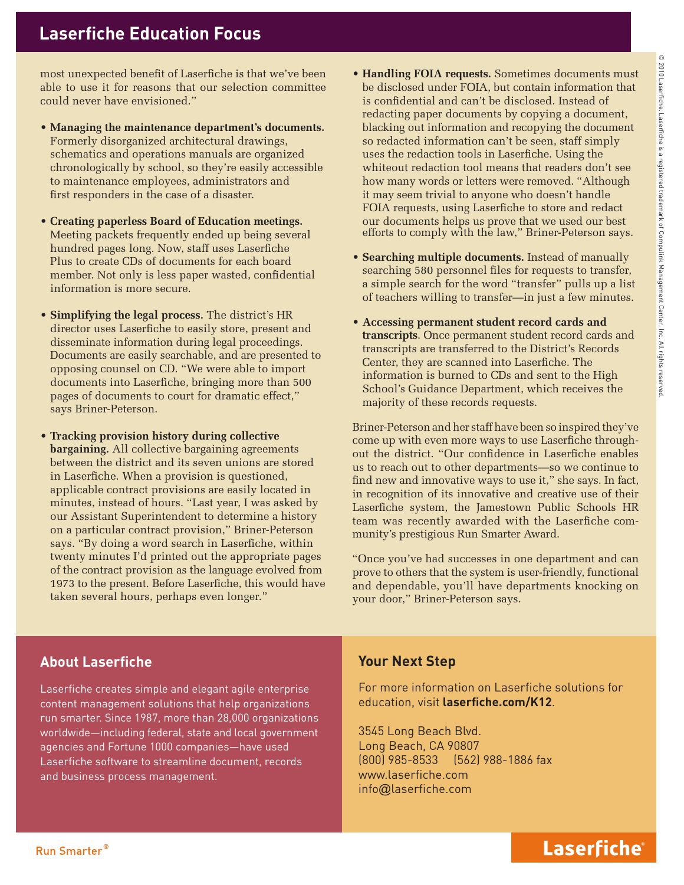most unexpected benefit of Laserfiche is that we've been able to use it for reasons that our selection committee could never have envisioned."

- **Managing the maintenance department's documents.** Formerly disorganized architectural drawings, schematics and operations manuals are organized chronologically by school, so they're easily accessible to maintenance employees, administrators and first responders in the case of a disaster.

- **Creating paperless Board of Education meetings.** Meeting packets frequently ended up being several hundred pages long. Now, staff uses Laserfiche Plus to create CDs of documents for each board member. Not only is less paper wasted, confidential information is more secure.

- **Simplifying the legal process.** The district's HR director uses Laserfiche to easily store, present and disseminate information during legal proceedings. Documents are easily searchable, and are presented to opposing counsel on CD. "We were able to import documents into Laserfiche, bringing more than 500 pages of documents to court for dramatic effect," says Briner-Peterson.

- **Tracking provision history during collective bargaining.** All collective bargaining agreements between the district and its seven unions are stored in Laserfiche. When a provision is questioned, applicable contract provisions are easily located in minutes, instead of hours. "Last year, I was asked by our Assistant Superintendent to determine a history on a particular contract provision," Briner-Peterson says. "By doing a word search in Laserfiche, within twenty minutes I'd printed out the appropriate pages of the contract provision as the language evolved from 1973 to the present. Before Laserfiche, this would have taken several hours, perhaps even longer."

- **Handling FOIA requests.** Sometimes documents must be disclosed under FOIA, but contain information that is confidential and can't be disclosed. Instead of redacting paper documents by copying a document, blacking out information and recopying the document so redacted information can't be seen, staff simply uses the redaction tools in Laserfiche. Using the whiteout redaction tool means that readers don't see how many words or letters were removed. "Although it may seem trivial to anyone who doesn't handle FOIA requests, using Laserfiche to store and redact our documents helps us prove that we used our best efforts to comply with the law," Briner-Peterson says.

- **Searching multiple documents.** Instead of manually searching 580 personnel files for requests to transfer, a simple search for the word "transfer" pulls up a list of teachers willing to transfer—in just a few minutes.

- **Accessing permanent student record cards and transcripts**. Once permanent student record cards and transcripts are transferred to the District's Records Center, they are scanned into Laserfiche. The information is burned to CDs and sent to the High School's Guidance Department, which receives the majority of these records requests.

Briner-Peterson and her staff have been so inspired they've come up with even more ways to use Laserfiche throughout the district. "Our confidence in Laserfiche enables us to reach out to other departments—so we continue to find new and innovative ways to use it," she says. In fact, in recognition of its innovative and creative use of their Laserfiche system, the Jamestown Public Schools HR team was recently awarded with the Laserfiche community's prestigious Run Smarter Award.

"Once you've had successes in one department and can prove to others that the system is user-friendly, functional and dependable, you'll have departments knocking on your door," Briner-Peterson says.

## About Laserfiche

Laserfiche creates simple and elegant agile enterprise content management solutions that help organizations run smarter. Since 1987, more than 28,000 organizations worldwide—including federal, state and local government agencies and Fortune 1000 companies—have used Laserfiche software to streamline document, records and business process management.

## Your Next Step

For more information on Laserfiche solutions for education, visit **laserfiche.com/K12**.

3545 Long Beach Blvd.
Long Beach, CA 90807
(800) 985-8533 (562) 988-1886 fax
www.laserfiche.com
info@laserfiche.com

Run Smarter®

Laserfiche®

© 2010 Laserfiche. Laserfiche is a registered trademark of Compulink Management Center, Inc. All rights reserved.